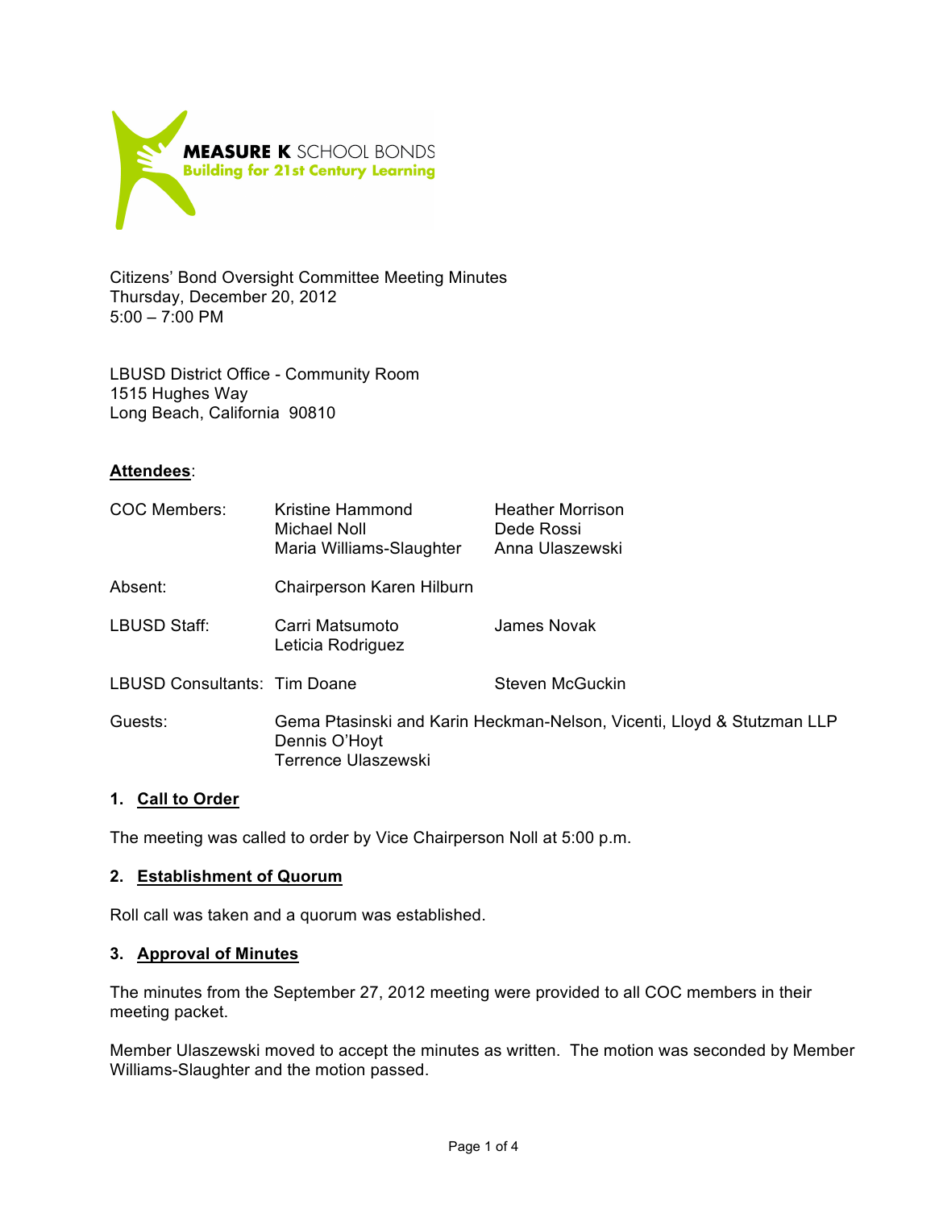**MEASURE K** SCHOOL BONDS
**Building for 21st Century Learning**

Citizens' Bond Oversight Committee Meeting Minutes
Thursday, December 20, 2012
5:00 – 7:00 PM

LBUSD District Office - Community Room
1515 Hughes Way
Long Beach, California 90810

**Attendees**:

| | | |
|---|---|---|
| COC Members: | Kristine Hammond<br>Michael Noll<br>Maria Williams-Slaughter | Heather Morrison<br>Dede Rossi<br>Anna Ulaszewski |
| Absent: | Chairperson Karen Hilburn | |
| LBUSD Staff: | Carri Matsumoto<br>Leticia Rodriguez | James Novak |
| LBUSD Consultants: | Tim Doane | Steven McGuckin |
| Guests: | Gema Ptasinski and Karin Heckman-Nelson, Vicenti, Lloyd & Stutzman LLP<br>Dennis O'Hoyt<br>Terrence Ulaszewski | |

## 1. Call to Order

The meeting was called to order by Vice Chairperson Noll at 5:00 p.m.

## 2. Establishment of Quorum

Roll call was taken and a quorum was established.

## 3. Approval of Minutes

The minutes from the September 27, 2012 meeting were provided to all COC members in their meeting packet.

Member Ulaszewski moved to accept the minutes as written. The motion was seconded by Member Williams-Slaughter and the motion passed.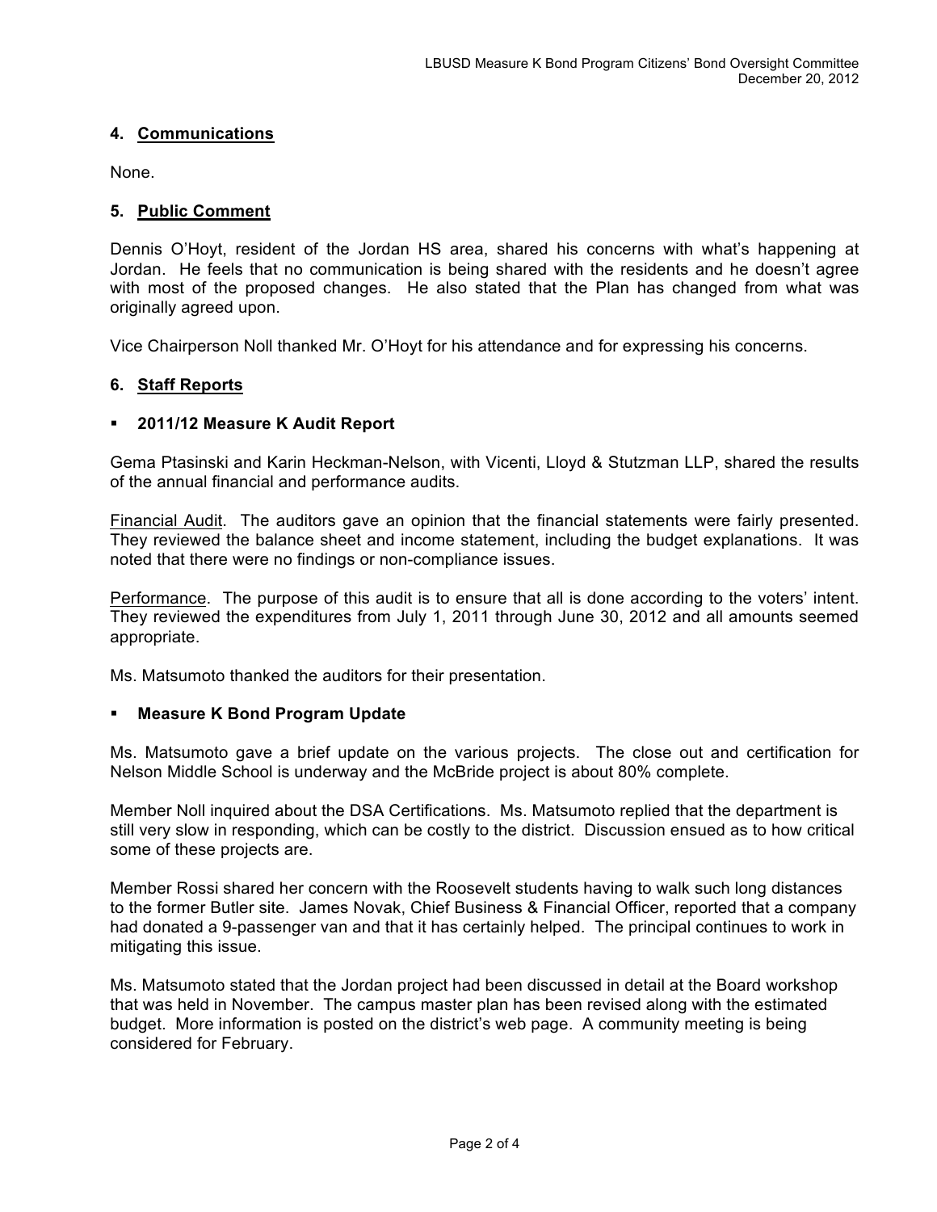**4. Communications**

None.

**5. Public Comment**

Dennis O'Hoyt, resident of the Jordan HS area, shared his concerns with what's happening at Jordan. He feels that no communication is being shared with the residents and he doesn't agree with most of the proposed changes. He also stated that the Plan has changed from what was originally agreed upon.

Vice Chairperson Noll thanked Mr. O'Hoyt for his attendance and for expressing his concerns.

**6. Staff Reports**

- **2011/12 Measure K Audit Report**

Gema Ptasinski and Karin Heckman-Nelson, with Vicenti, Lloyd & Stutzman LLP, shared the results of the annual financial and performance audits.

Financial Audit. The auditors gave an opinion that the financial statements were fairly presented. They reviewed the balance sheet and income statement, including the budget explanations. It was noted that there were no findings or non-compliance issues.

Performance. The purpose of this audit is to ensure that all is done according to the voters' intent. They reviewed the expenditures from July 1, 2011 through June 30, 2012 and all amounts seemed appropriate.

Ms. Matsumoto thanked the auditors for their presentation.

- **Measure K Bond Program Update**

Ms. Matsumoto gave a brief update on the various projects. The close out and certification for Nelson Middle School is underway and the McBride project is about 80% complete.

Member Noll inquired about the DSA Certifications. Ms. Matsumoto replied that the department is still very slow in responding, which can be costly to the district. Discussion ensued as to how critical some of these projects are.

Member Rossi shared her concern with the Roosevelt students having to walk such long distances to the former Butler site. James Novak, Chief Business & Financial Officer, reported that a company had donated a 9-passenger van and that it has certainly helped. The principal continues to work in mitigating this issue.

Ms. Matsumoto stated that the Jordan project had been discussed in detail at the Board workshop that was held in November. The campus master plan has been revised along with the estimated budget. More information is posted on the district's web page. A community meeting is being considered for February.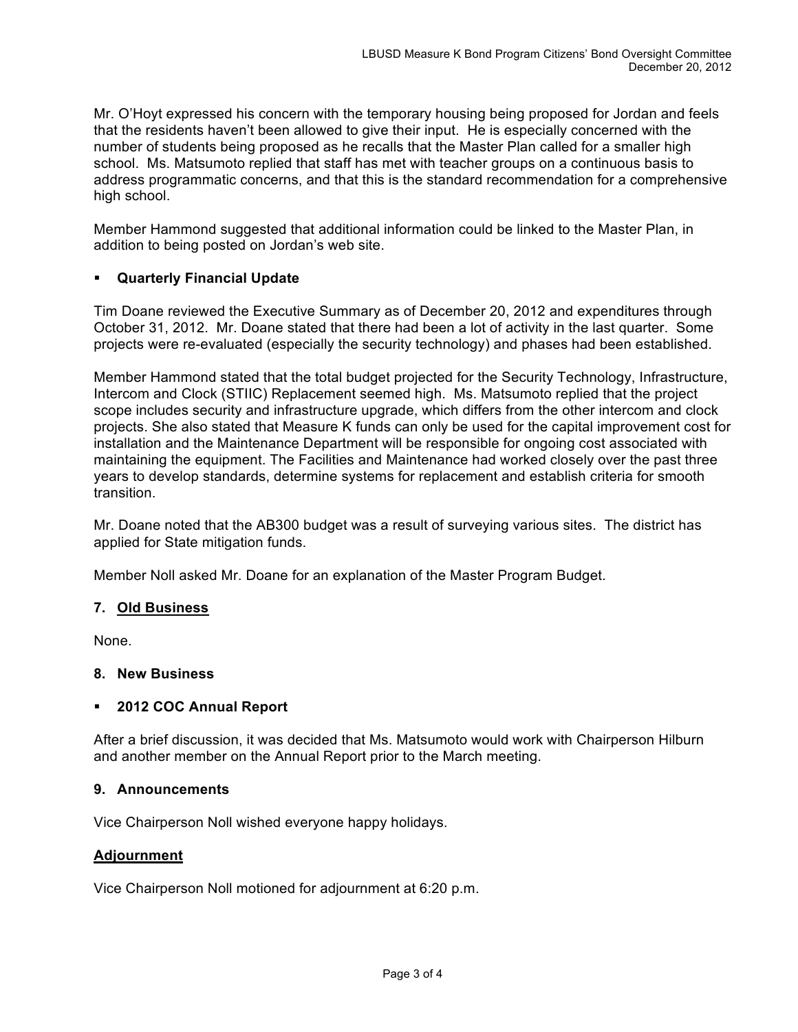Mr. O'Hoyt expressed his concern with the temporary housing being proposed for Jordan and feels that the residents haven't been allowed to give their input. He is especially concerned with the number of students being proposed as he recalls that the Master Plan called for a smaller high school. Ms. Matsumoto replied that staff has met with teacher groups on a continuous basis to address programmatic concerns, and that this is the standard recommendation for a comprehensive high school.

Member Hammond suggested that additional information could be linked to the Master Plan, in addition to being posted on Jordan's web site.

- **Quarterly Financial Update**

Tim Doane reviewed the Executive Summary as of December 20, 2012 and expenditures through October 31, 2012. Mr. Doane stated that there had been a lot of activity in the last quarter. Some projects were re-evaluated (especially the security technology) and phases had been established.

Member Hammond stated that the total budget projected for the Security Technology, Infrastructure, Intercom and Clock (STIIC) Replacement seemed high. Ms. Matsumoto replied that the project scope includes security and infrastructure upgrade, which differs from the other intercom and clock projects. She also stated that Measure K funds can only be used for the capital improvement cost for installation and the Maintenance Department will be responsible for ongoing cost associated with maintaining the equipment. The Facilities and Maintenance had worked closely over the past three years to develop standards, determine systems for replacement and establish criteria for smooth transition.

Mr. Doane noted that the AB300 budget was a result of surveying various sites. The district has applied for State mitigation funds.

Member Noll asked Mr. Doane for an explanation of the Master Program Budget.

## 7. Old Business

None.

## 8. New Business

- **2012 COC Annual Report**

After a brief discussion, it was decided that Ms. Matsumoto would work with Chairperson Hilburn and another member on the Annual Report prior to the March meeting.

## 9. Announcements

Vice Chairperson Noll wished everyone happy holidays.

## Adjournment

Vice Chairperson Noll motioned for adjournment at 6:20 p.m.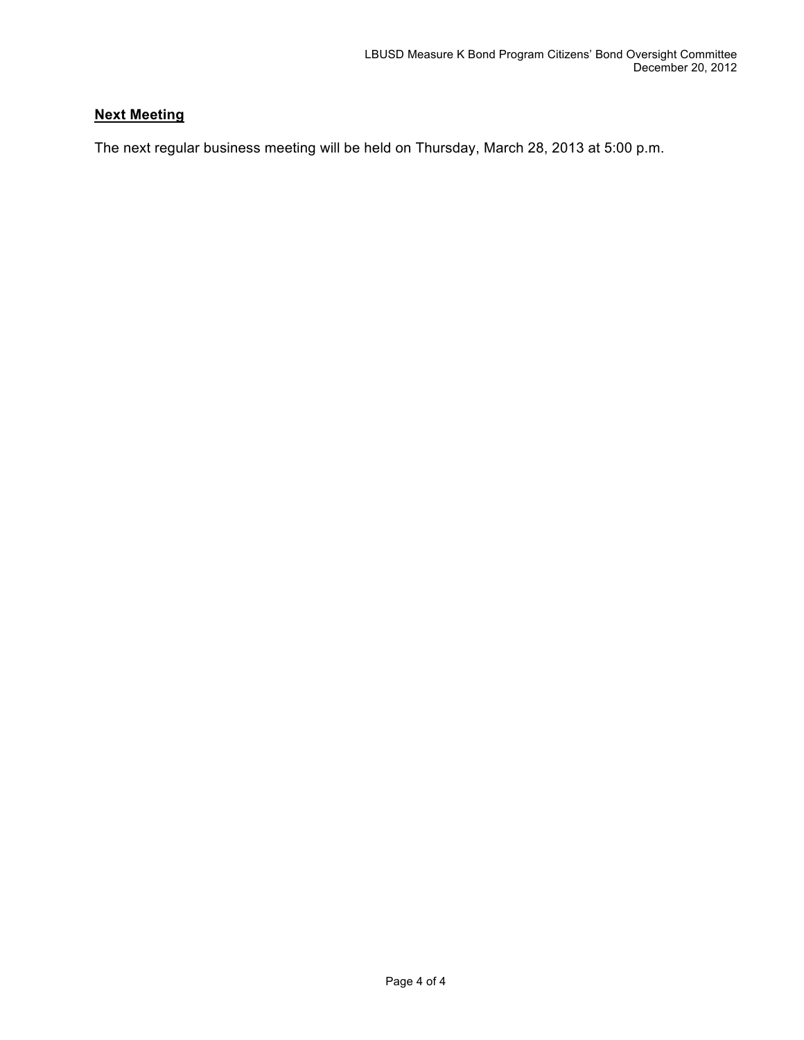**Next Meeting**

The next regular business meeting will be held on Thursday, March 28, 2013 at 5:00 p.m.